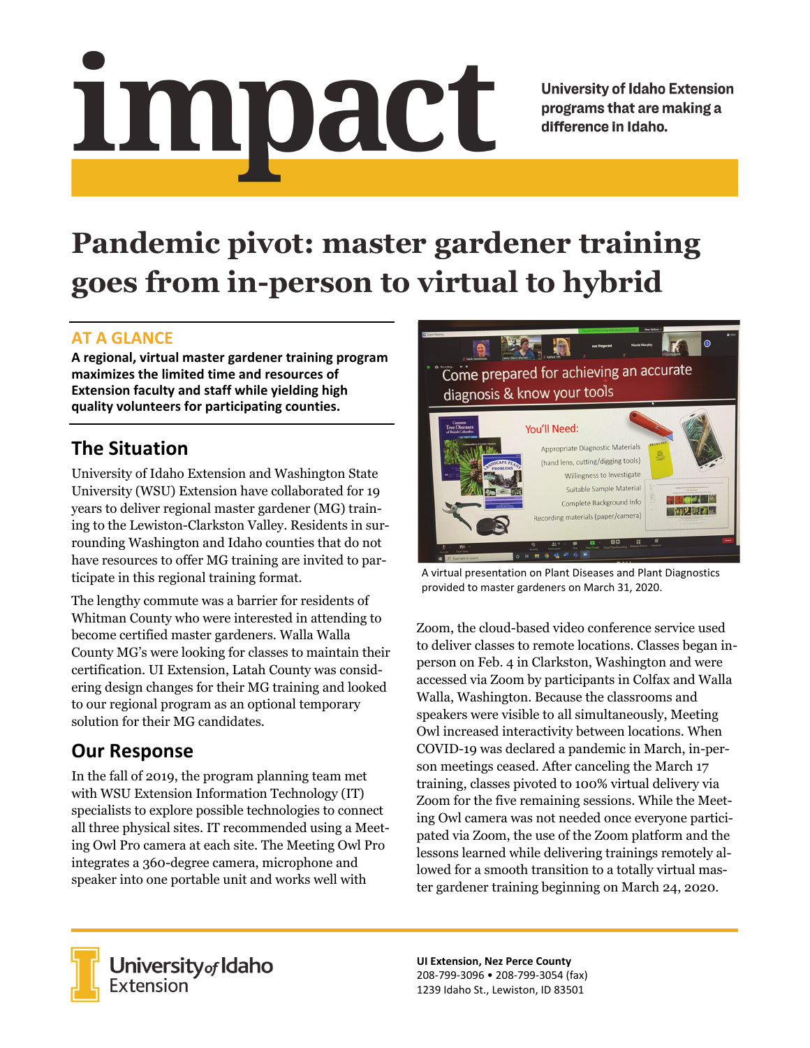# impact

University of Idaho Extension programs that are making a difference in Idaho.

# Pandemic pivot: master gardener training goes from in-person to virtual to hybrid

## AT A GLANCE

**A regional, virtual master gardener training program maximizes the limited time and resources of Extension faculty and staff while yielding high quality volunteers for participating counties.**

## The Situation

University of Idaho Extension and Washington State University (WSU) Extension have collaborated for 19 years to deliver regional master gardener (MG) training to the Lewiston-Clarkston Valley. Residents in surrounding Washington and Idaho counties that do not have resources to offer MG training are invited to participate in this regional training format.

The lengthy commute was a barrier for residents of Whitman County who were interested in attending to become certified master gardeners. Walla Walla County MG's were looking for classes to maintain their certification. UI Extension, Latah County was considering design changes for their MG training and looked to our regional program as an optional temporary solution for their MG candidates.

## Our Response

In the fall of 2019, the program planning team met with WSU Extension Information Technology (IT) specialists to explore possible technologies to connect all three physical sites. IT recommended using a Meeting Owl Pro camera at each site. The Meeting Owl Pro integrates a 360-degree camera, microphone and speaker into one portable unit and works well with Zoom, the cloud-based video conference service used to deliver classes to remote locations. Classes began in-person on Feb. 4 in Clarkston, Washington and were accessed via Zoom by participants in Colfax and Walla Walla, Washington. Because the classrooms and speakers were visible to all simultaneously, Meeting Owl increased interactivity between locations. When COVID-19 was declared a pandemic in March, in-person meetings ceased. After canceling the March 17 training, classes pivoted to 100% virtual delivery via Zoom for the five remaining sessions. While the Meeting Owl camera was not needed once everyone participated via Zoom, the use of the Zoom platform and the lessons learned while delivering trainings remotely allowed for a smooth transition to a totally virtual master gardener training beginning on March 24, 2020.

A virtual presentation on Plant Diseases and Plant Diagnostics provided to master gardeners on March 31, 2020.

University of Idaho Extension

**UI Extension, Nez Perce County**
208-799-3096 • 208-799-3054 (fax)
1239 Idaho St., Lewiston, ID 83501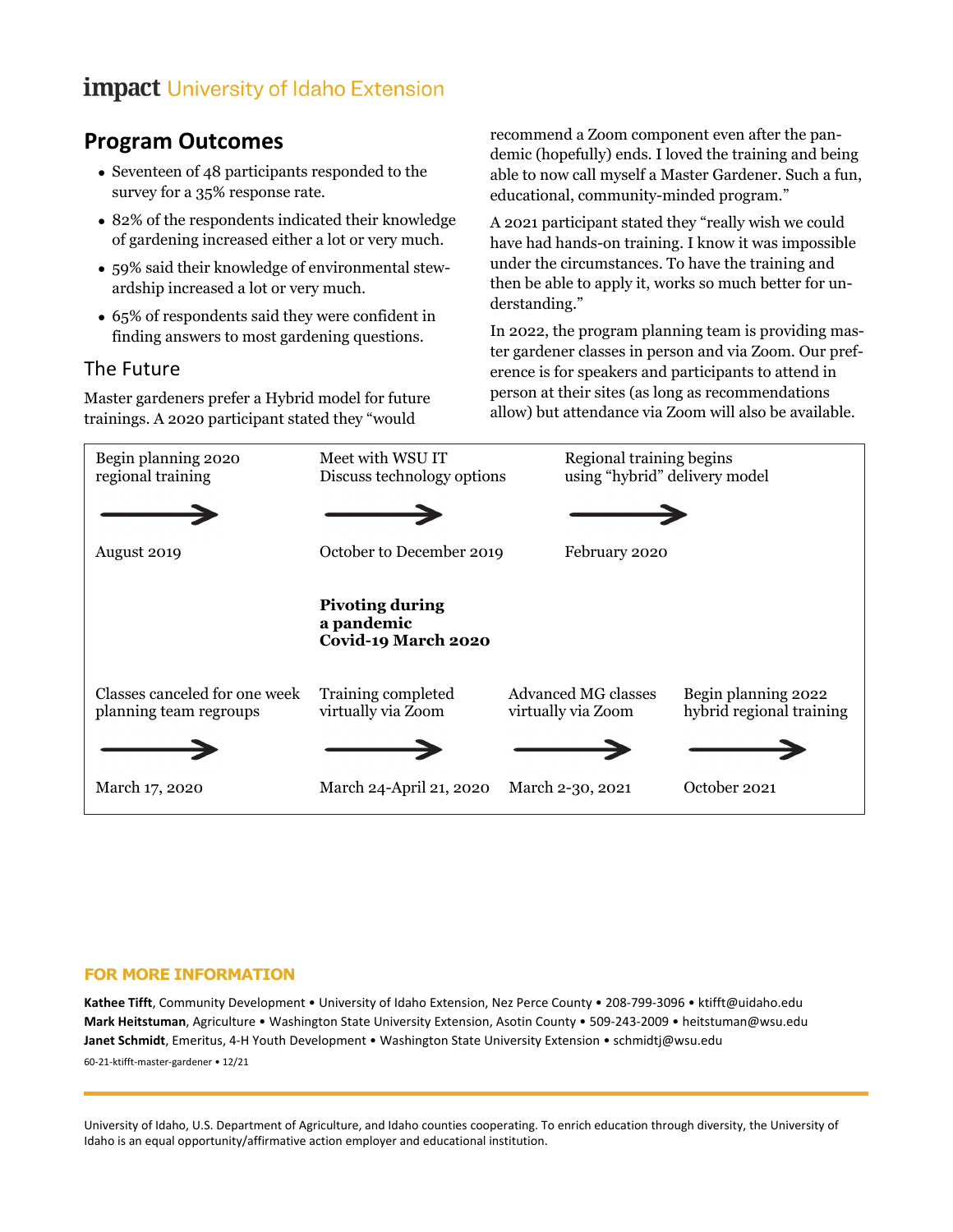## Program Outcomes

- Seventeen of 48 participants responded to the survey for a 35% response rate.
- 82% of the respondents indicated their knowledge of gardening increased either a lot or very much.
- 59% said their knowledge of environmental stewardship increased a lot or very much.
- 65% of respondents said they were confident in finding answers to most gardening questions.

### The Future

Master gardeners prefer a Hybrid model for future trainings. A 2020 participant stated they "would recommend a Zoom component even after the pandemic (hopefully) ends. I loved the training and being able to now call myself a Master Gardener. Such a fun, educational, community-minded program."

A 2021 participant stated they "really wish we could have had hands-on training. I know it was impossible under the circumstances. To have the training and then be able to apply it, works so much better for understanding."

In 2022, the program planning team is providing master gardener classes in person and via Zoom. Our preference is for speakers and participants to attend in person at their sites (as long as recommendations allow) but attendance via Zoom will also be available.

Begin planning 2020 regional training
→
August 2019

Meet with WSU IT
Discuss technology options
→
October to December 2019

Regional training begins using "hybrid" delivery model
→
February 2020

**Pivoting during a pandemic**
**Covid-19 March 2020**

Classes canceled for one week planning team regroups
→
March 17, 2020

Training completed virtually via Zoom
→
March 24-April 21, 2020

Advanced MG classes virtually via Zoom
→
March 2-30, 2021

Begin planning 2022 hybrid regional training
→
October 2021

### FOR MORE INFORMATION

**Kathee Tifft**, Community Development • University of Idaho Extension, Nez Perce County • 208-799-3096 • ktifft@uidaho.edu
**Mark Heitstuman**, Agriculture • Washington State University Extension, Asotin County • 509-243-2009 • heitstuman@wsu.edu
**Janet Schmidt**, Emeritus, 4-H Youth Development • Washington State University Extension • schmidtj@wsu.edu

60-21-ktifft-master-gardener • 12/21

University of Idaho, U.S. Department of Agriculture, and Idaho counties cooperating. To enrich education through diversity, the University of Idaho is an equal opportunity/affirmative action employer and educational institution.